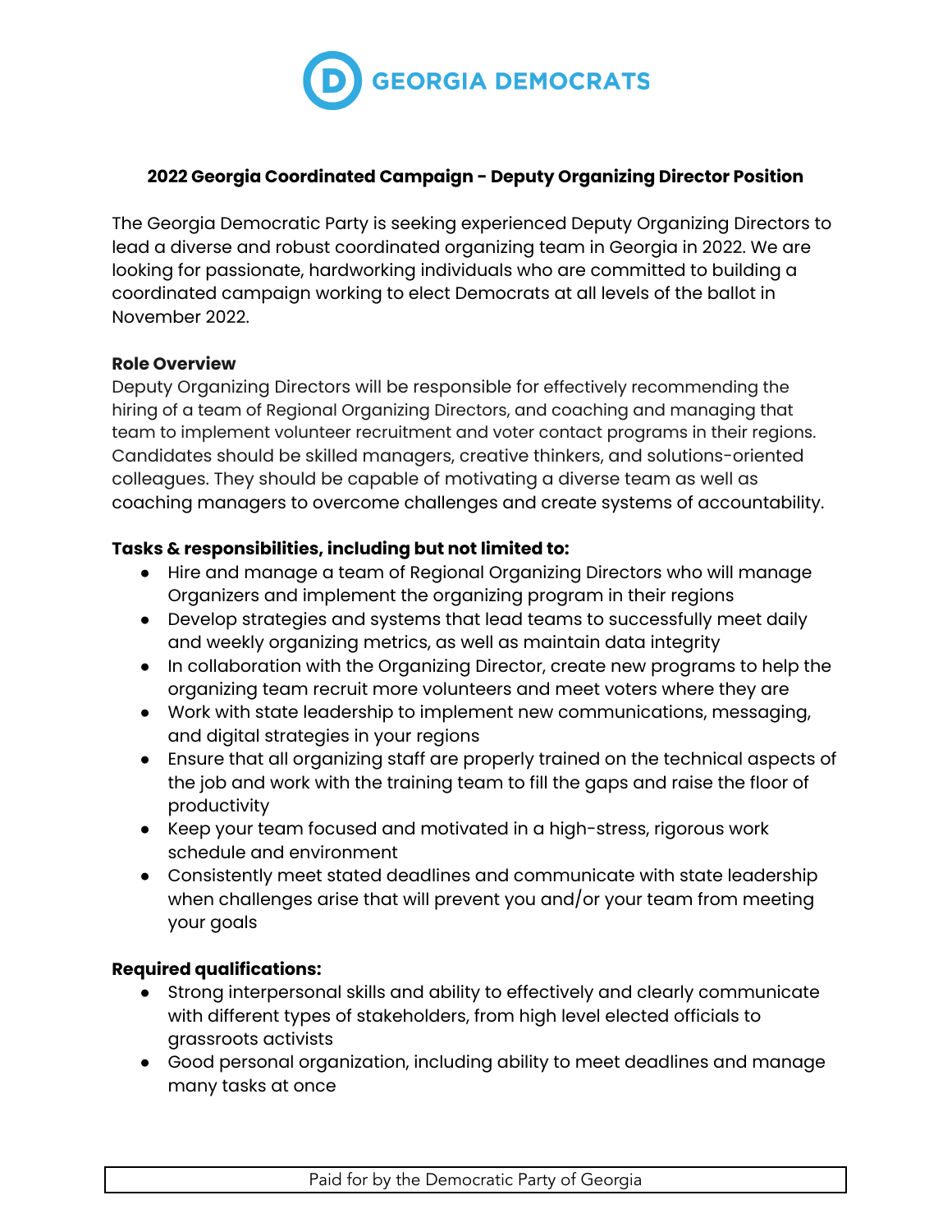GEORGIA DEMOCRATS

# 2022 Georgia Coordinated Campaign - Deputy Organizing Director Position

The Georgia Democratic Party is seeking experienced Deputy Organizing Directors to lead a diverse and robust coordinated organizing team in Georgia in 2022. We are looking for passionate, hardworking individuals who are committed to building a coordinated campaign working to elect Democrats at all levels of the ballot in November 2022.

**Role Overview**

Deputy Organizing Directors will be responsible for effectively recommending the hiring of a team of Regional Organizing Directors, and coaching and managing that team to implement volunteer recruitment and voter contact programs in their regions. Candidates should be skilled managers, creative thinkers, and solutions-oriented colleagues. They should be capable of motivating a diverse team as well as coaching managers to overcome challenges and create systems of accountability.

**Tasks & responsibilities, including but not limited to:**

- Hire and manage a team of Regional Organizing Directors who will manage Organizers and implement the organizing program in their regions
- Develop strategies and systems that lead teams to successfully meet daily and weekly organizing metrics, as well as maintain data integrity
- In collaboration with the Organizing Director, create new programs to help the organizing team recruit more volunteers and meet voters where they are
- Work with state leadership to implement new communications, messaging, and digital strategies in your regions
- Ensure that all organizing staff are properly trained on the technical aspects of the job and work with the training team to fill the gaps and raise the floor of productivity
- Keep your team focused and motivated in a high-stress, rigorous work schedule and environment
- Consistently meet stated deadlines and communicate with state leadership when challenges arise that will prevent you and/or your team from meeting your goals

**Required qualifications:**

- Strong interpersonal skills and ability to effectively and clearly communicate with different types of stakeholders, from high level elected officials to grassroots activists
- Good personal organization, including ability to meet deadlines and manage many tasks at once

Paid for by the Democratic Party of Georgia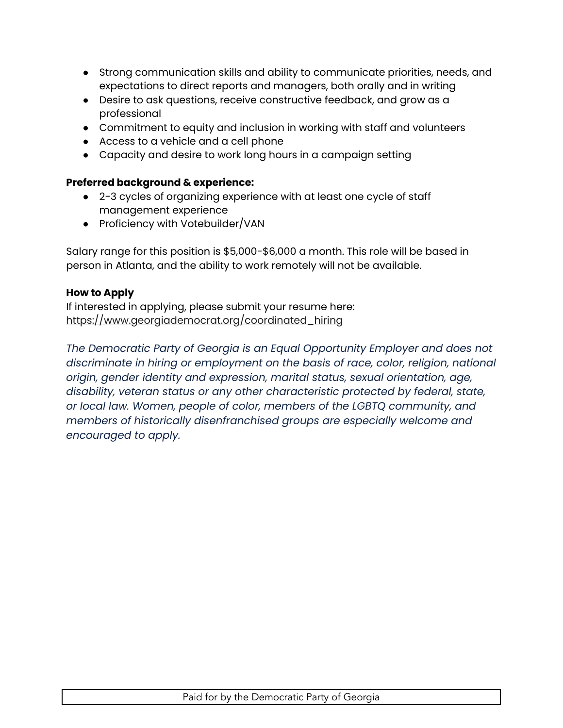- Strong communication skills and ability to communicate priorities, needs, and expectations to direct reports and managers, both orally and in writing
- Desire to ask questions, receive constructive feedback, and grow as a professional
- Commitment to equity and inclusion in working with staff and volunteers
- Access to a vehicle and a cell phone
- Capacity and desire to work long hours in a campaign setting

**Preferred background & experience:**

- 2-3 cycles of organizing experience with at least one cycle of staff management experience
- Proficiency with Votebuilder/VAN

Salary range for this position is $5,000-$6,000 a month. This role will be based in person in Atlanta, and the ability to work remotely will not be available.

**How to Apply**

If interested in applying, please submit your resume here: https://www.georgiademocrat.org/coordinated_hiring

*The Democratic Party of Georgia is an Equal Opportunity Employer and does not discriminate in hiring or employment on the basis of race, color, religion, national origin, gender identity and expression, marital status, sexual orientation, age, disability, veteran status or any other characteristic protected by federal, state, or local law. Women, people of color, members of the LGBTQ community, and members of historically disenfranchised groups are especially welcome and encouraged to apply.*

Paid for by the Democratic Party of Georgia